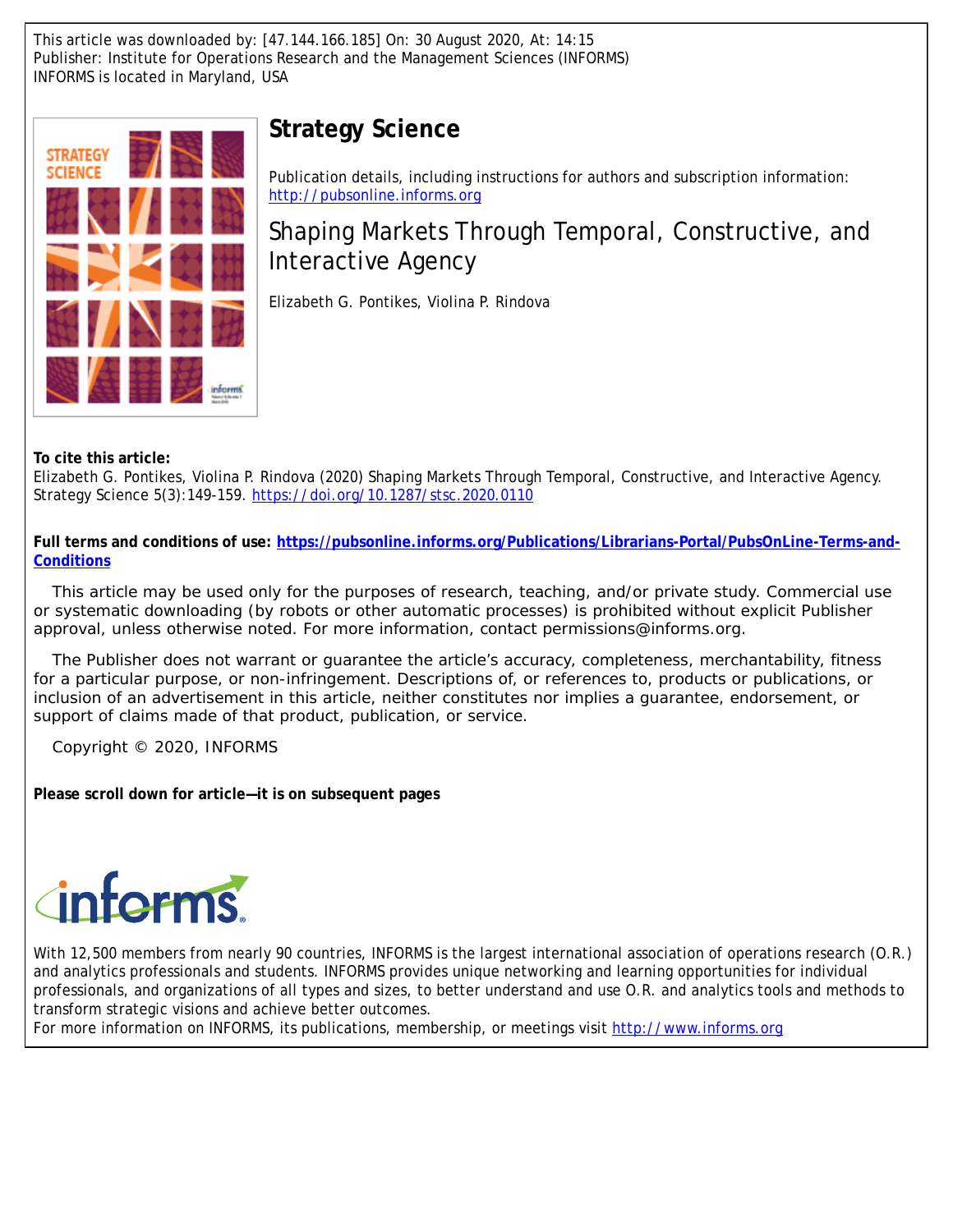This article was downloaded by: [47.144.166.185] On: 30 August 2020, At: 14:15
Publisher: Institute for Operations Research and the Management Sciences (INFORMS)
INFORMS is located in Maryland, USA

# Strategy Science

Publication details, including instructions for authors and subscription information:
http://pubsonline.informs.org

## Shaping Markets Through Temporal, Constructive, and Interactive Agency

Elizabeth G. Pontikes, Violina P. Rindova

**To cite this article:**
Elizabeth G. Pontikes, Violina P. Rindova (2020) Shaping Markets Through Temporal, Constructive, and Interactive Agency. Strategy Science 5(3):149-159. https://doi.org/10.1287/stsc.2020.0110

**Full terms and conditions of use: https://pubsonline.informs.org/Publications/Librarians-Portal/PubsOnLine-Terms-and-Conditions**

This article may be used only for the purposes of research, teaching, and/or private study. Commercial use or systematic downloading (by robots or other automatic processes) is prohibited without explicit Publisher approval, unless otherwise noted. For more information, contact permissions@informs.org.

The Publisher does not warrant or guarantee the article's accuracy, completeness, merchantability, fitness for a particular purpose, or non-infringement. Descriptions of, or references to, products or publications, or inclusion of an advertisement in this article, neither constitutes nor implies a guarantee, endorsement, or support of claims made of that product, publication, or service.

Copyright © 2020, INFORMS

**Please scroll down for article—it is on subsequent pages**

With 12,500 members from nearly 90 countries, INFORMS is the largest international association of operations research (O.R.) and analytics professionals and students. INFORMS provides unique networking and learning opportunities for individual professionals, and organizations of all types and sizes, to better understand and use O.R. and analytics tools and methods to transform strategic visions and achieve better outcomes.
For more information on INFORMS, its publications, membership, or meetings visit http://www.informs.org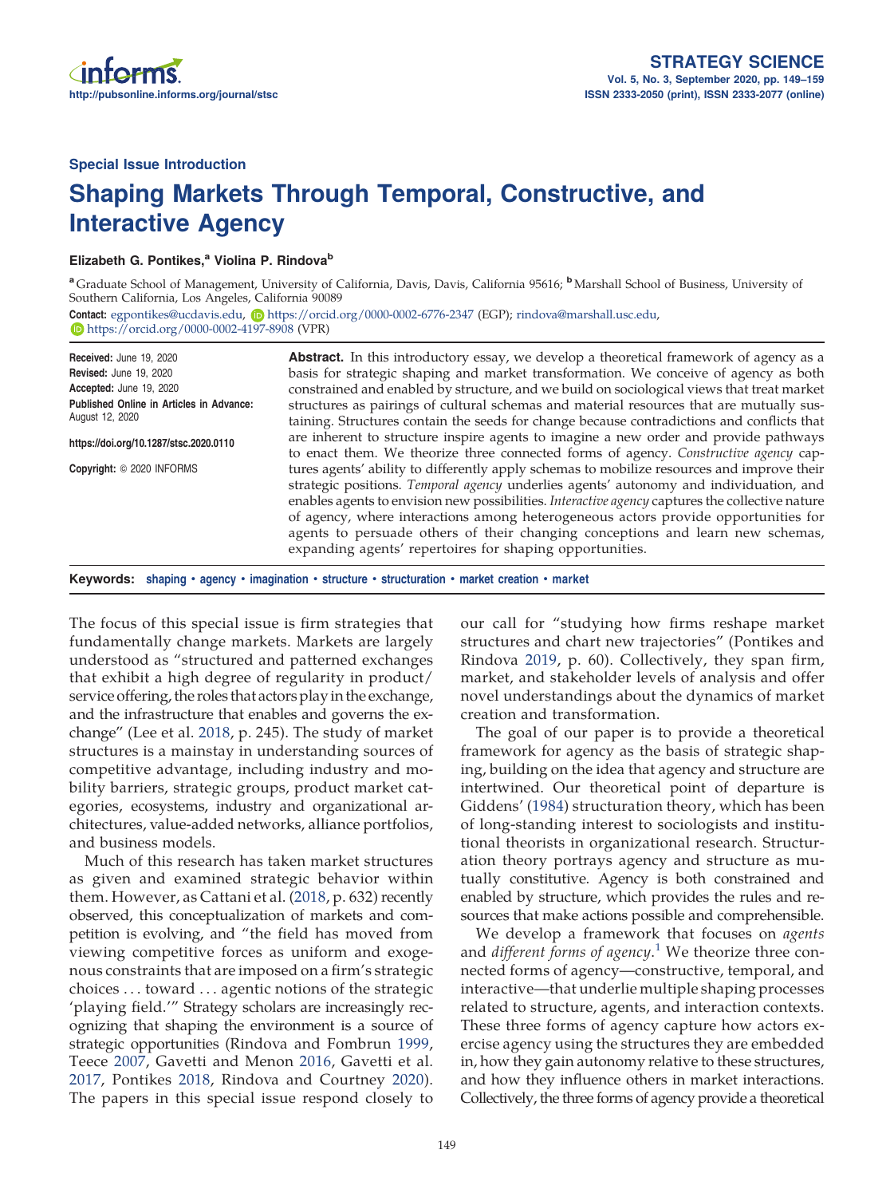# Shaping Markets Through Temporal, Constructive, and Interactive Agency

**Elizabeth G. Pontikes,[a] Violina P. Rindova[b]**

[a] Graduate School of Management, University of California, Davis, Davis, California 95616; [b] Marshall School of Business, University of Southern California, Los Angeles, California 90089

**Contact:** egpontikes@ucdavis.edu, https://orcid.org/0000-0002-6776-2347 (EGP); rindova@marshall.usc.edu, https://orcid.org/0000-0002-4197-8908 (VPR)

**Received:** June 19, 2020
**Revised:** June 19, 2020
**Accepted:** June 19, 2020
**Published Online in Articles in Advance:** August 12, 2020

https://doi.org/10.1287/stsc.2020.0110

**Copyright:** © 2020 INFORMS

**Abstract.** In this introductory essay, we develop a theoretical framework of agency as a basis for strategic shaping and market transformation. We conceive of agency as both constrained and enabled by structure, and we build on sociological views that treat market structures as pairings of cultural schemas and material resources that are mutually sustaining. Structures contain the seeds for change because contradictions and conflicts that are inherent to structure inspire agents to imagine a new order and provide pathways to enact them. We theorize three connected forms of agency. *Constructive agency* captures agents' ability to differently apply schemas to mobilize resources and improve their strategic positions. *Temporal agency* underlies agents' autonomy and individuation, and enables agents to envision new possibilities. *Interactive agency* captures the collective nature of agency, where interactions among heterogeneous actors provide opportunities for agents to persuade others of their changing conceptions and learn new schemas, expanding agents' repertoires for shaping opportunities.

**Keywords:** shaping • agency • imagination • structure • structuration • market creation • market

The focus of this special issue is firm strategies that fundamentally change markets. Markets are largely understood as "structured and patterned exchanges that exhibit a high degree of regularity in product/service offering, the roles that actors play in the exchange, and the infrastructure that enables and governs the exchange" (Lee et al. 2018, p. 245). The study of market structures is a mainstay in understanding sources of competitive advantage, including industry and mobility barriers, strategic groups, product market categories, ecosystems, industry and organizational architectures, value-added networks, alliance portfolios, and business models.

Much of this research has taken market structures as given and examined strategic behavior within them. However, as Cattani et al. (2018, p. 632) recently observed, this conceptualization of markets and competition is evolving, and "the field has moved from viewing competitive forces as uniform and exogenous constraints that are imposed on a firm's strategic choices . . . toward . . . agentic notions of the strategic 'playing field.'" Strategy scholars are increasingly recognizing that shaping the environment is a source of strategic opportunities (Rindova and Fombrun 1999, Teece 2007, Gavetti and Menon 2016, Gavetti et al. 2017, Pontikes 2018, Rindova and Courtney 2020). The papers in this special issue respond closely to our call for "studying how firms reshape market structures and chart new trajectories" (Pontikes and Rindova 2019, p. 60). Collectively, they span firm, market, and stakeholder levels of analysis and offer novel understandings about the dynamics of market creation and transformation.

The goal of our paper is to provide a theoretical framework for agency as the basis of strategic shaping, building on the idea that agency and structure are intertwined. Our theoretical point of departure is Giddens' (1984) structuration theory, which has been of long-standing interest to sociologists and institutional theorists in organizational research. Structuration theory portrays agency and structure as mutually constitutive. Agency is both constrained and enabled by structure, which provides the rules and resources that make actions possible and comprehensible.

We develop a framework that focuses on *agents* and *different forms of agency*.[1] We theorize three connected forms of agency—constructive, temporal, and interactive—that underlie multiple shaping processes related to structure, agents, and interaction contexts. These three forms of agency capture how actors exercise agency using the structures they are embedded in, how they gain autonomy relative to these structures, and how they influence others in market interactions. Collectively, the three forms of agency provide a theoretical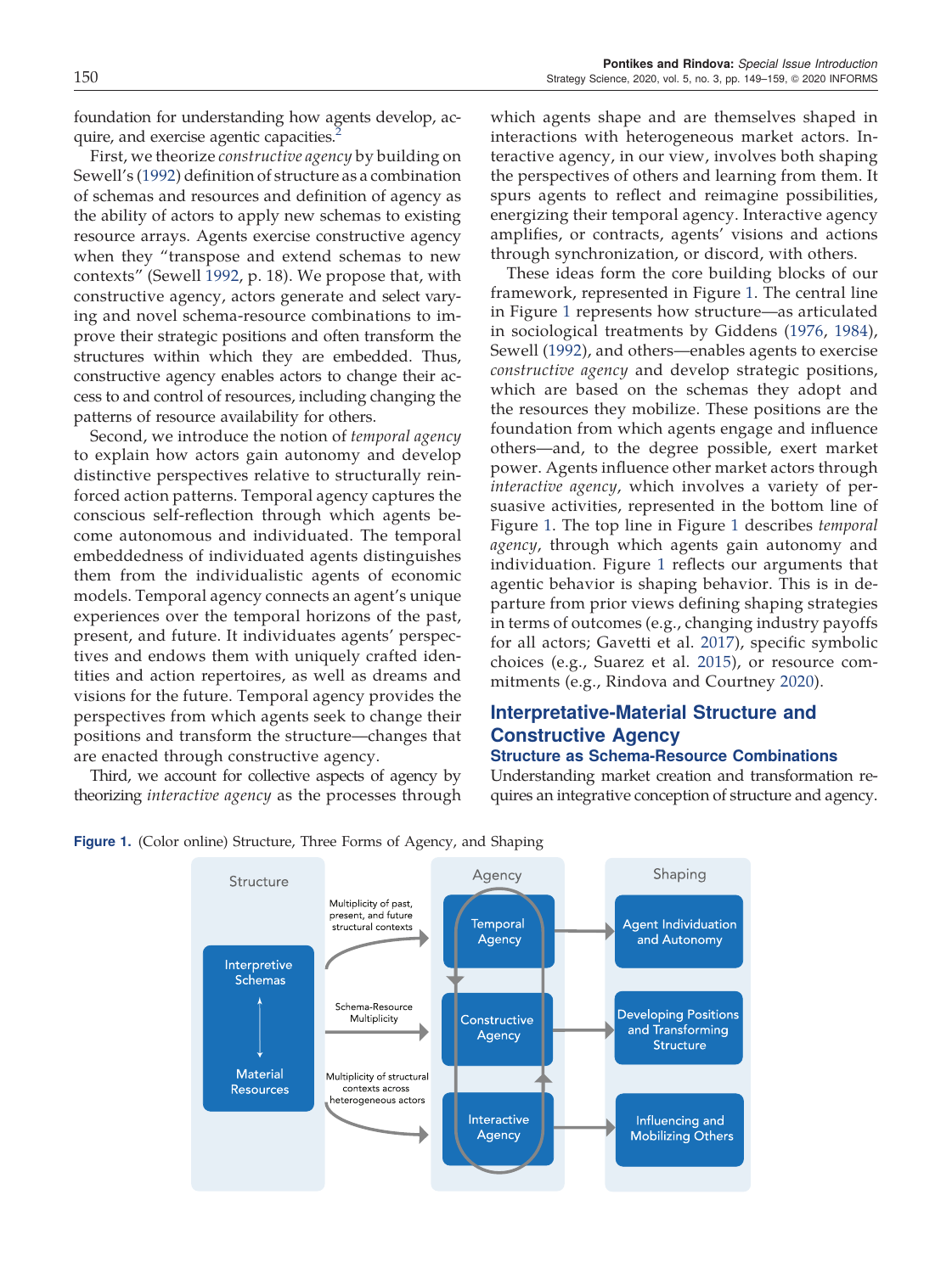foundation for understanding how agents develop, acquire, and exercise agentic capacities.[2]

First, we theorize *constructive agency* by building on Sewell's (1992) definition of structure as a combination of schemas and resources and definition of agency as the ability of actors to apply new schemas to existing resource arrays. Agents exercise constructive agency when they "transpose and extend schemas to new contexts" (Sewell 1992, p. 18). We propose that, with constructive agency, actors generate and select varying and novel schema-resource combinations to improve their strategic positions and often transform the structures within which they are embedded. Thus, constructive agency enables actors to change their access to and control of resources, including changing the patterns of resource availability for others.

Second, we introduce the notion of *temporal agency* to explain how actors gain autonomy and develop distinctive perspectives relative to structurally reinforced action patterns. Temporal agency captures the conscious self-reflection through which agents become autonomous and individuated. The temporal embeddedness of individuated agents distinguishes them from the individualistic agents of economic models. Temporal agency connects an agent's unique experiences over the temporal horizons of the past, present, and future. It individuates agents' perspectives and endows them with uniquely crafted identities and action repertoires, as well as dreams and visions for the future. Temporal agency provides the perspectives from which agents seek to change their positions and transform the structure—changes that are enacted through constructive agency.

Third, we account for collective aspects of agency by theorizing *interactive agency* as the processes through which agents shape and are themselves shaped in interactions with heterogeneous market actors. Interactive agency, in our view, involves both shaping the perspectives of others and learning from them. It spurs agents to reflect and reimagine possibilities, energizing their temporal agency. Interactive agency amplifies, or contracts, agents' visions and actions through synchronization, or discord, with others.

These ideas form the core building blocks of our framework, represented in Figure 1. The central line in Figure 1 represents how structure—as articulated in sociological treatments by Giddens (1976, 1984), Sewell (1992), and others—enables agents to exercise *constructive agency* and develop strategic positions, which are based on the schemas they adopt and the resources they mobilize. These positions are the foundation from which agents engage and influence others—and, to the degree possible, exert market power. Agents influence other market actors through *interactive agency*, which involves a variety of persuasive activities, represented in the bottom line of Figure 1. The top line in Figure 1 describes *temporal agency*, through which agents gain autonomy and individuation. Figure 1 reflects our arguments that agentic behavior is shaping behavior. This is in departure from prior views defining shaping strategies in terms of outcomes (e.g., changing industry payoffs for all actors; Gavetti et al. 2017), specific symbolic choices (e.g., Suarez et al. 2015), or resource commitments (e.g., Rindova and Courtney 2020).

## Interpretative-Material Structure and Constructive Agency

### Structure as Schema-Resource Combinations

Understanding market creation and transformation requires an integrative conception of structure and agency.

**Figure 1.** (Color online) Structure, Three Forms of Agency, and Shaping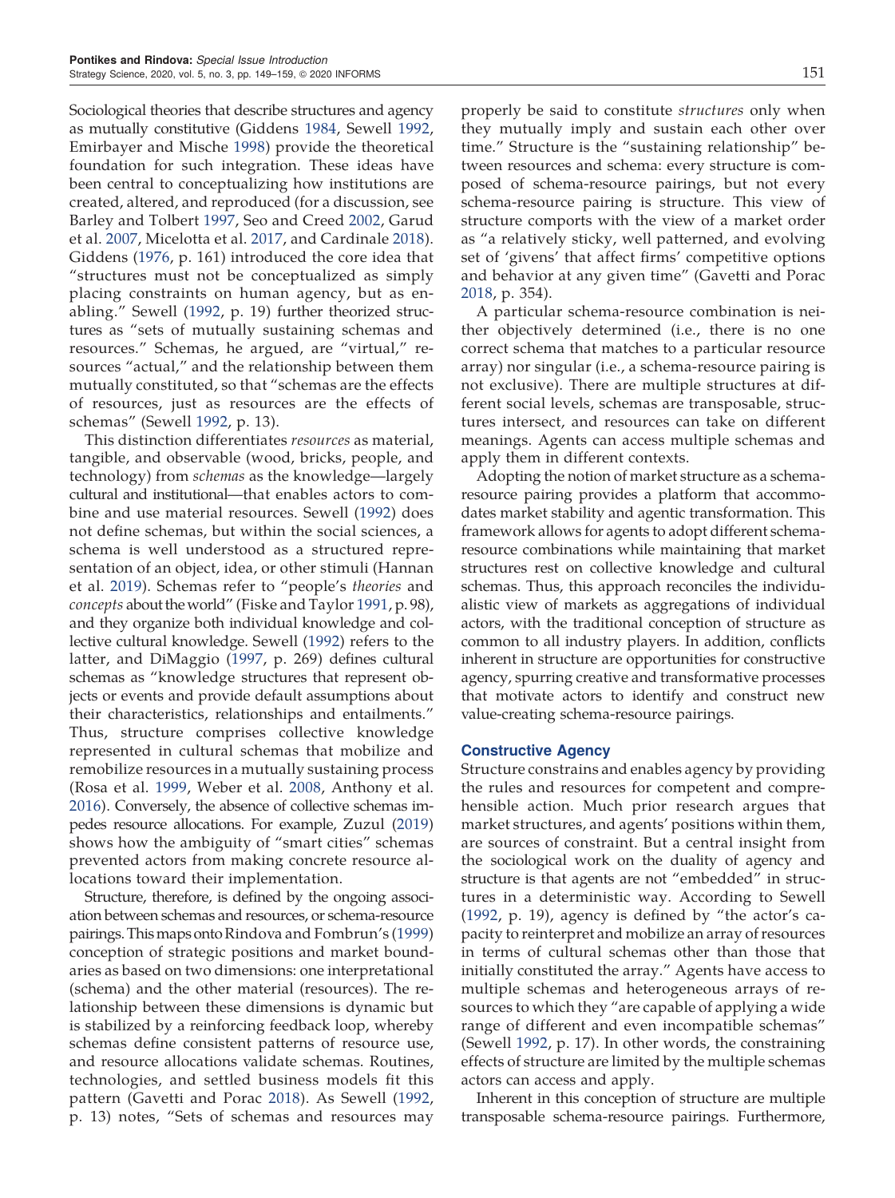Sociological theories that describe structures and agency as mutually constitutive (Giddens 1984, Sewell 1992, Emirbayer and Mische 1998) provide the theoretical foundation for such integration. These ideas have been central to conceptualizing how institutions are created, altered, and reproduced (for a discussion, see Barley and Tolbert 1997, Seo and Creed 2002, Garud et al. 2007, Micelotta et al. 2017, and Cardinale 2018). Giddens (1976, p. 161) introduced the core idea that "structures must not be conceptualized as simply placing constraints on human agency, but as enabling." Sewell (1992, p. 19) further theorized structures as "sets of mutually sustaining schemas and resources." Schemas, he argued, are "virtual," resources "actual," and the relationship between them mutually constituted, so that "schemas are the effects of resources, just as resources are the effects of schemas" (Sewell 1992, p. 13).

This distinction differentiates *resources* as material, tangible, and observable (wood, bricks, people, and technology) from *schemas* as the knowledge—largely cultural and institutional—that enables actors to combine and use material resources. Sewell (1992) does not define schemas, but within the social sciences, a schema is well understood as a structured representation of an object, idea, or other stimuli (Hannan et al. 2019). Schemas refer to "people's *theories* and *concepts* about the world" (Fiske and Taylor 1991, p. 98), and they organize both individual knowledge and collective cultural knowledge. Sewell (1992) refers to the latter, and DiMaggio (1997, p. 269) defines cultural schemas as "knowledge structures that represent objects or events and provide default assumptions about their characteristics, relationships and entailments." Thus, structure comprises collective knowledge represented in cultural schemas that mobilize and remobilize resources in a mutually sustaining process (Rosa et al. 1999, Weber et al. 2008, Anthony et al. 2016). Conversely, the absence of collective schemas impedes resource allocations. For example, Zuzul (2019) shows how the ambiguity of "smart cities" schemas prevented actors from making concrete resource allocations toward their implementation.

Structure, therefore, is defined by the ongoing association between schemas and resources, or schema-resource pairings. This maps onto Rindova and Fombrun's (1999) conception of strategic positions and market boundaries as based on two dimensions: one interpretational (schema) and the other material (resources). The relationship between these dimensions is dynamic but is stabilized by a reinforcing feedback loop, whereby schemas define consistent patterns of resource use, and resource allocations validate schemas. Routines, technologies, and settled business models fit this pattern (Gavetti and Porac 2018). As Sewell (1992, p. 13) notes, "Sets of schemas and resources may properly be said to constitute *structures* only when they mutually imply and sustain each other over time." Structure is the "sustaining relationship" between resources and schema: every structure is composed of schema-resource pairings, but not every schema-resource pairing is structure. This view of structure comports with the view of a market order as "a relatively sticky, well patterned, and evolving set of 'givens' that affect firms' competitive options and behavior at any given time" (Gavetti and Porac 2018, p. 354).

A particular schema-resource combination is neither objectively determined (i.e., there is no one correct schema that matches to a particular resource array) nor singular (i.e., a schema-resource pairing is not exclusive). There are multiple structures at different social levels, schemas are transposable, structures intersect, and resources can take on different meanings. Agents can access multiple schemas and apply them in different contexts.

Adopting the notion of market structure as a schema-resource pairing provides a platform that accommodates market stability and agentic transformation. This framework allows for agents to adopt different schema-resource combinations while maintaining that market structures rest on collective knowledge and cultural schemas. Thus, this approach reconciles the individualistic view of markets as aggregations of individual actors, with the traditional conception of structure as common to all industry players. In addition, conflicts inherent in structure are opportunities for constructive agency, spurring creative and transformative processes that motivate actors to identify and construct new value-creating schema-resource pairings.

## Constructive Agency

Structure constrains and enables agency by providing the rules and resources for competent and comprehensible action. Much prior research argues that market structures, and agents' positions within them, are sources of constraint. But a central insight from the sociological work on the duality of agency and structure is that agents are not "embedded" in structures in a deterministic way. According to Sewell (1992, p. 19), agency is defined by "the actor's capacity to reinterpret and mobilize an array of resources in terms of cultural schemas other than those that initially constituted the array." Agents have access to multiple schemas and heterogeneous arrays of resources to which they "are capable of applying a wide range of different and even incompatible schemas" (Sewell 1992, p. 17). In other words, the constraining effects of structure are limited by the multiple schemas actors can access and apply.

Inherent in this conception of structure are multiple transposable schema-resource pairings. Furthermore,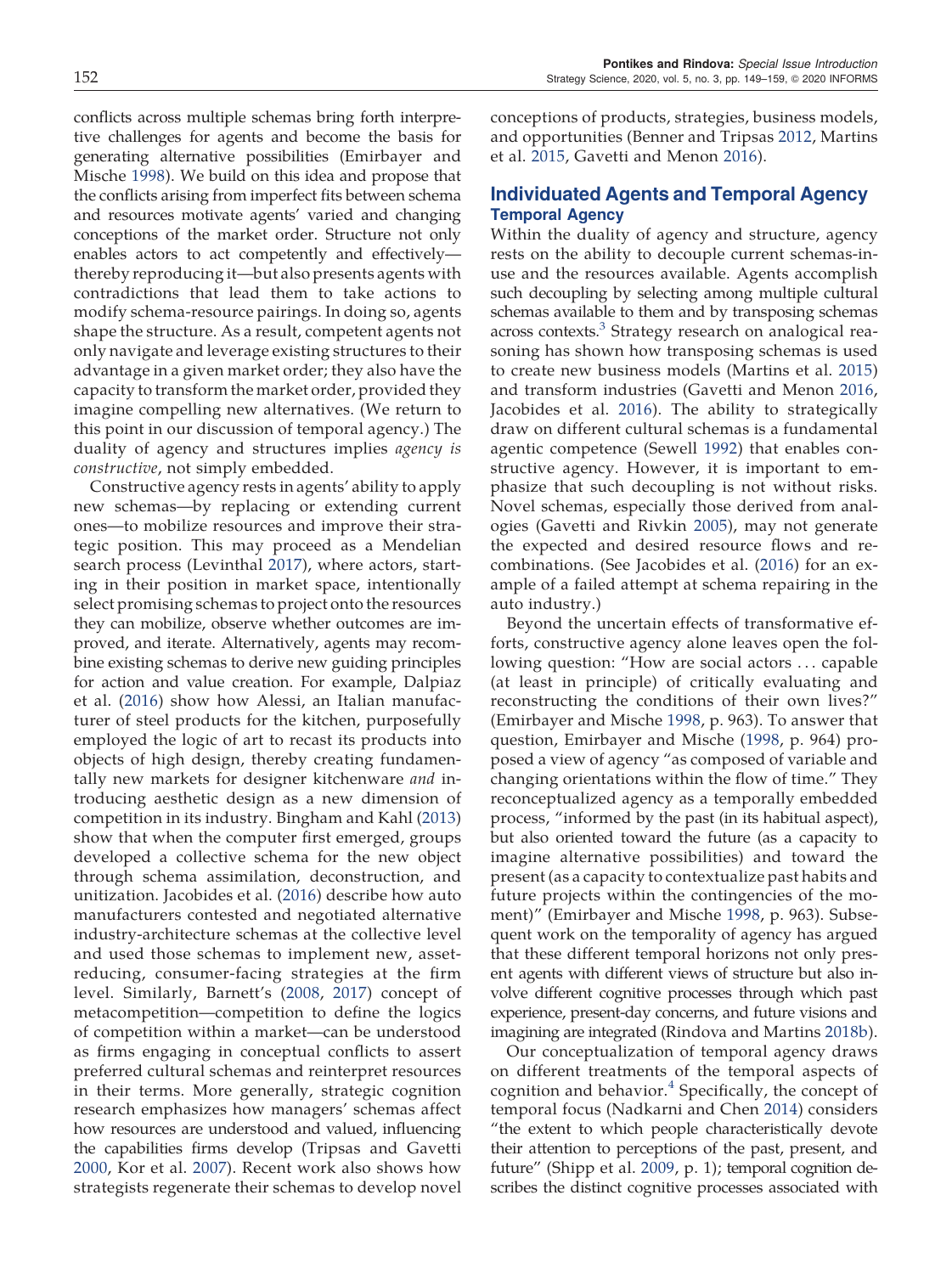conflicts across multiple schemas bring forth interpretive challenges for agents and become the basis for generating alternative possibilities (Emirbayer and Mische 1998). We build on this idea and propose that the conflicts arising from imperfect fits between schema and resources motivate agents' varied and changing conceptions of the market order. Structure not only enables actors to act competently and effectively—thereby reproducing it—but also presents agents with contradictions that lead them to take actions to modify schema-resource pairings. In doing so, agents shape the structure. As a result, competent agents not only navigate and leverage existing structures to their advantage in a given market order; they also have the capacity to transform the market order, provided they imagine compelling new alternatives. (We return to this point in our discussion of temporal agency.) The duality of agency and structures implies *agency is constructive*, not simply embedded.

Constructive agency rests in agents' ability to apply new schemas—by replacing or extending current ones—to mobilize resources and improve their strategic position. This may proceed as a Mendelian search process (Levinthal 2017), where actors, starting in their position in market space, intentionally select promising schemas to project onto the resources they can mobilize, observe whether outcomes are improved, and iterate. Alternatively, agents may recombine existing schemas to derive new guiding principles for action and value creation. For example, Dalpiaz et al. (2016) show how Alessi, an Italian manufacturer of steel products for the kitchen, purposefully employed the logic of art to recast its products into objects of high design, thereby creating fundamentally new markets for designer kitchenware *and* introducing aesthetic design as a new dimension of competition in its industry. Bingham and Kahl (2013) show that when the computer first emerged, groups developed a collective schema for the new object through schema assimilation, deconstruction, and unitization. Jacobides et al. (2016) describe how auto manufacturers contested and negotiated alternative industry-architecture schemas at the collective level and used those schemas to implement new, asset-reducing, consumer-facing strategies at the firm level. Similarly, Barnett's (2008, 2017) concept of metacompetition—competition to define the logics of competition within a market—can be understood as firms engaging in conceptual conflicts to assert preferred cultural schemas and reinterpret resources in their terms. More generally, strategic cognition research emphasizes how managers' schemas affect how resources are understood and valued, influencing the capabilities firms develop (Tripsas and Gavetti 2000, Kor et al. 2007). Recent work also shows how strategists regenerate their schemas to develop novel conceptions of products, strategies, business models, and opportunities (Benner and Tripsas 2012, Martins et al. 2015, Gavetti and Menon 2016).

## Individuated Agents and Temporal Agency

### Temporal Agency

Within the duality of agency and structure, agency rests on the ability to decouple current schemas-in-use and the resources available. Agents accomplish such decoupling by selecting among multiple cultural schemas available to them and by transposing schemas across contexts.[3] Strategy research on analogical reasoning has shown how transposing schemas is used to create new business models (Martins et al. 2015) and transform industries (Gavetti and Menon 2016, Jacobides et al. 2016). The ability to strategically draw on different cultural schemas is a fundamental agentic competence (Sewell 1992) that enables constructive agency. However, it is important to emphasize that such decoupling is not without risks. Novel schemas, especially those derived from analogies (Gavetti and Rivkin 2005), may not generate the expected and desired resource flows and recombinations. (See Jacobides et al. (2016) for an example of a failed attempt at schema repairing in the auto industry.)

Beyond the uncertain effects of transformative efforts, constructive agency alone leaves open the following question: "How are social actors . . . capable (at least in principle) of critically evaluating and reconstructing the conditions of their own lives?" (Emirbayer and Mische 1998, p. 963). To answer that question, Emirbayer and Mische (1998, p. 964) proposed a view of agency "as composed of variable and changing orientations within the flow of time." They reconceptualized agency as a temporally embedded process, "informed by the past (in its habitual aspect), but also oriented toward the future (as a capacity to imagine alternative possibilities) and toward the present (as a capacity to contextualize past habits and future projects within the contingencies of the moment)" (Emirbayer and Mische 1998, p. 963). Subsequent work on the temporality of agency has argued that these different temporal horizons not only present agents with different views of structure but also involve different cognitive processes through which past experience, present-day concerns, and future visions and imagining are integrated (Rindova and Martins 2018b).

Our conceptualization of temporal agency draws on different treatments of the temporal aspects of cognition and behavior.[4] Specifically, the concept of temporal focus (Nadkarni and Chen 2014) considers "the extent to which people characteristically devote their attention to perceptions of the past, present, and future" (Shipp et al. 2009, p. 1); temporal cognition describes the distinct cognitive processes associated with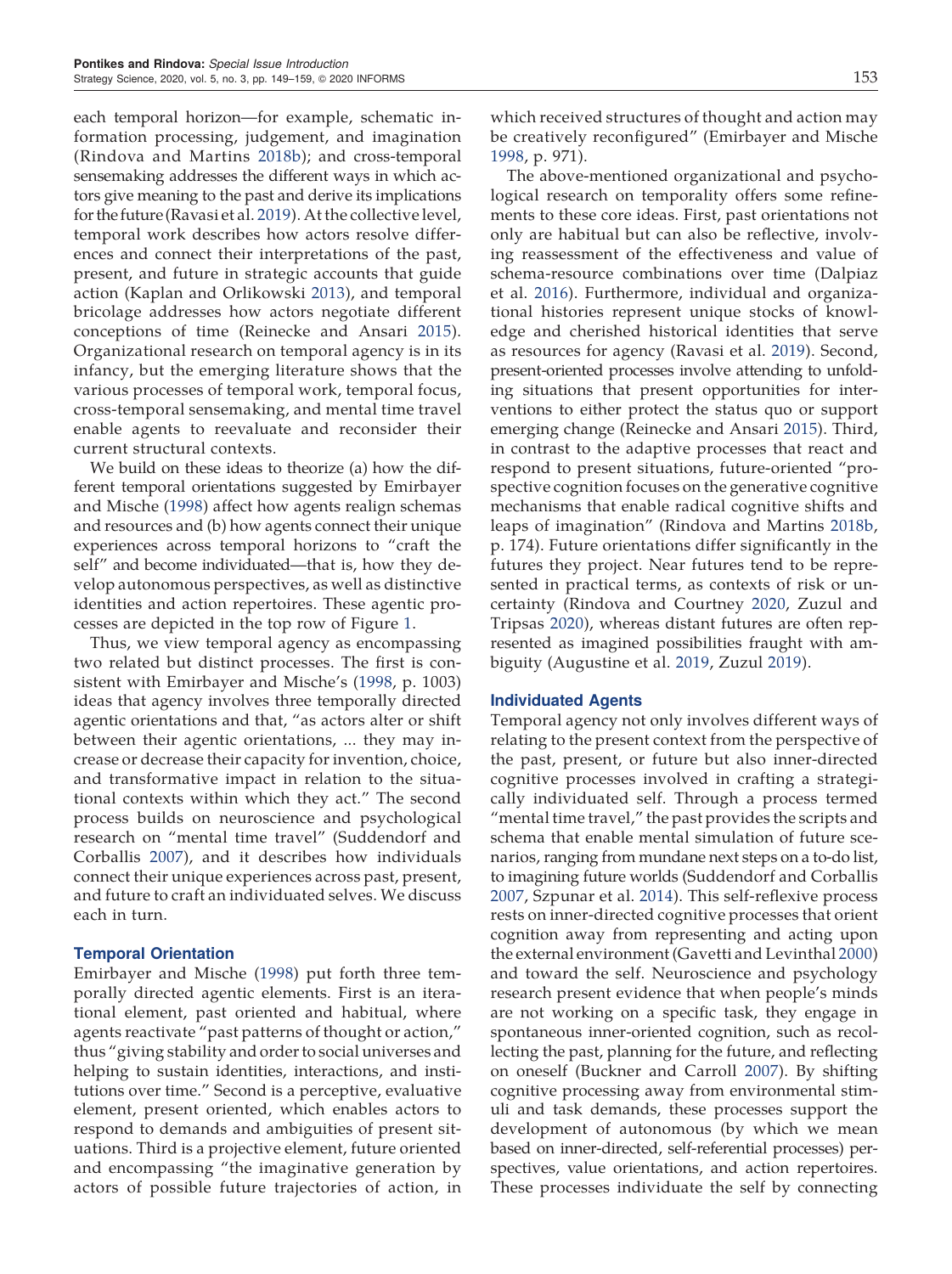each temporal horizon—for example, schematic information processing, judgement, and imagination (Rindova and Martins 2018b); and cross-temporal sensemaking addresses the different ways in which actors give meaning to the past and derive its implications for the future (Ravasi et al. 2019). At the collective level, temporal work describes how actors resolve differences and connect their interpretations of the past, present, and future in strategic accounts that guide action (Kaplan and Orlikowski 2013), and temporal bricolage addresses how actors negotiate different conceptions of time (Reinecke and Ansari 2015). Organizational research on temporal agency is in its infancy, but the emerging literature shows that the various processes of temporal work, temporal focus, cross-temporal sensemaking, and mental time travel enable agents to reevaluate and reconsider their current structural contexts.

We build on these ideas to theorize (a) how the different temporal orientations suggested by Emirbayer and Mische (1998) affect how agents realign schemas and resources and (b) how agents connect their unique experiences across temporal horizons to "craft the self" and become individuated—that is, how they develop autonomous perspectives, as well as distinctive identities and action repertoires. These agentic processes are depicted in the top row of Figure 1.

Thus, we view temporal agency as encompassing two related but distinct processes. The first is consistent with Emirbayer and Mische's (1998, p. 1003) ideas that agency involves three temporally directed agentic orientations and that, "as actors alter or shift between their agentic orientations, ... they may increase or decrease their capacity for invention, choice, and transformative impact in relation to the situational contexts within which they act." The second process builds on neuroscience and psychological research on "mental time travel" (Suddendorf and Corballis 2007), and it describes how individuals connect their unique experiences across past, present, and future to craft an individuated selves. We discuss each in turn.

### Temporal Orientation

Emirbayer and Mische (1998) put forth three temporally directed agentic elements. First is an iterational element, past oriented and habitual, where agents reactivate "past patterns of thought or action," thus "giving stability and order to social universes and helping to sustain identities, interactions, and institutions over time." Second is a perceptive, evaluative element, present oriented, which enables actors to respond to demands and ambiguities of present situations. Third is a projective element, future oriented and encompassing "the imaginative generation by actors of possible future trajectories of action, in which received structures of thought and action may be creatively reconfigured" (Emirbayer and Mische 1998, p. 971).

The above-mentioned organizational and psychological research on temporality offers some refinements to these core ideas. First, past orientations not only are habitual but can also be reflective, involving reassessment of the effectiveness and value of schema-resource combinations over time (Dalpiaz et al. 2016). Furthermore, individual and organizational histories represent unique stocks of knowledge and cherished historical identities that serve as resources for agency (Ravasi et al. 2019). Second, present-oriented processes involve attending to unfolding situations that present opportunities for interventions to either protect the status quo or support emerging change (Reinecke and Ansari 2015). Third, in contrast to the adaptive processes that react and respond to present situations, future-oriented "prospective cognition focuses on the generative cognitive mechanisms that enable radical cognitive shifts and leaps of imagination" (Rindova and Martins 2018b, p. 174). Future orientations differ significantly in the futures they project. Near futures tend to be represented in practical terms, as contexts of risk or uncertainty (Rindova and Courtney 2020, Zuzul and Tripsas 2020), whereas distant futures are often represented as imagined possibilities fraught with ambiguity (Augustine et al. 2019, Zuzul 2019).

### Individuated Agents

Temporal agency not only involves different ways of relating to the present context from the perspective of the past, present, or future but also inner-directed cognitive processes involved in crafting a strategically individuated self. Through a process termed "mental time travel," the past provides the scripts and schema that enable mental simulation of future scenarios, ranging from mundane next steps on a to-do list, to imagining future worlds (Suddendorf and Corballis 2007, Szpunar et al. 2014). This self-reflexive process rests on inner-directed cognitive processes that orient cognition away from representing and acting upon the external environment (Gavetti and Levinthal 2000) and toward the self. Neuroscience and psychology research present evidence that when people's minds are not working on a specific task, they engage in spontaneous inner-oriented cognition, such as recollecting the past, planning for the future, and reflecting on oneself (Buckner and Carroll 2007). By shifting cognitive processing away from environmental stimuli and task demands, these processes support the development of autonomous (by which we mean based on inner-directed, self-referential processes) perspectives, value orientations, and action repertoires. These processes individuate the self by connecting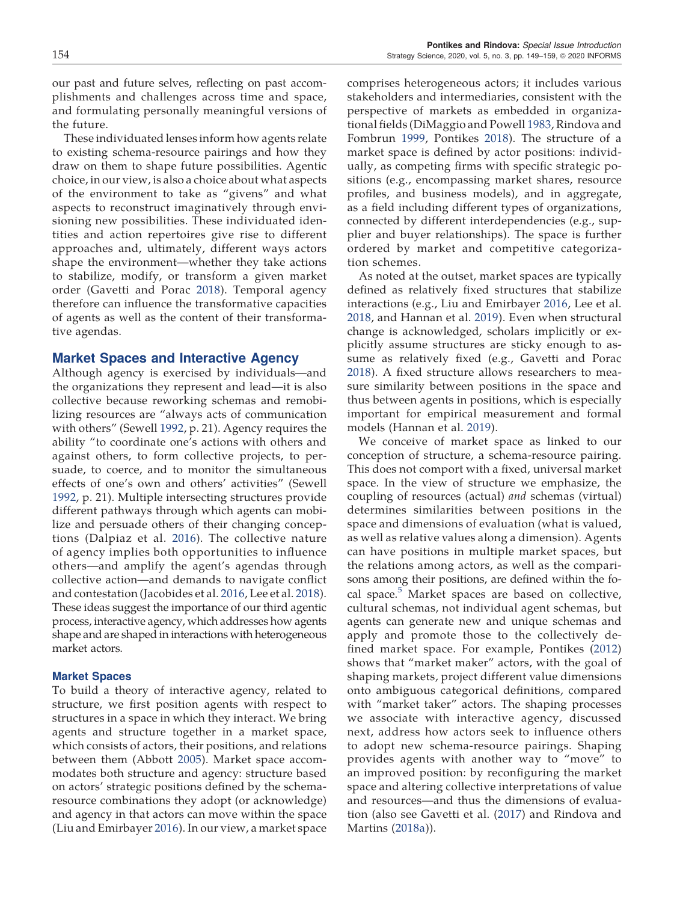our past and future selves, reflecting on past accomplishments and challenges across time and space, and formulating personally meaningful versions of the future.

These individuated lenses inform how agents relate to existing schema-resource pairings and how they draw on them to shape future possibilities. Agentic choice, in our view, is also a choice about what aspects of the environment to take as "givens" and what aspects to reconstruct imaginatively through envisioning new possibilities. These individuated identities and action repertoires give rise to different approaches and, ultimately, different ways actors shape the environment—whether they take actions to stabilize, modify, or transform a given market order (Gavetti and Porac 2018). Temporal agency therefore can influence the transformative capacities of agents as well as the content of their transformative agendas.

## Market Spaces and Interactive Agency

Although agency is exercised by individuals—and the organizations they represent and lead—it is also collective because reworking schemas and remobilizing resources are "always acts of communication with others" (Sewell 1992, p. 21). Agency requires the ability "to coordinate one's actions with others and against others, to form collective projects, to persuade, to coerce, and to monitor the simultaneous effects of one's own and others' activities" (Sewell 1992, p. 21). Multiple intersecting structures provide different pathways through which agents can mobilize and persuade others of their changing conceptions (Dalpiaz et al. 2016). The collective nature of agency implies both opportunities to influence others—and amplify the agent's agendas through collective action—and demands to navigate conflict and contestation (Jacobides et al. 2016, Lee et al. 2018). These ideas suggest the importance of our third agentic process, interactive agency, which addresses how agents shape and are shaped in interactions with heterogeneous market actors.

### Market Spaces

To build a theory of interactive agency, related to structure, we first position agents with respect to structures in a space in which they interact. We bring agents and structure together in a market space, which consists of actors, their positions, and relations between them (Abbott 2005). Market space accommodates both structure and agency: structure based on actors' strategic positions defined by the schema-resource combinations they adopt (or acknowledge) and agency in that actors can move within the space (Liu and Emirbayer 2016). In our view, a market space comprises heterogeneous actors; it includes various stakeholders and intermediaries, consistent with the perspective of markets as embedded in organizational fields (DiMaggio and Powell 1983, Rindova and Fombrun 1999, Pontikes 2018). The structure of a market space is defined by actor positions: individually, as competing firms with specific strategic positions (e.g., encompassing market shares, resource profiles, and business models), and in aggregate, as a field including different types of organizations, connected by different interdependencies (e.g., supplier and buyer relationships). The space is further ordered by market and competitive categorization schemes.

As noted at the outset, market spaces are typically defined as relatively fixed structures that stabilize interactions (e.g., Liu and Emirbayer 2016, Lee et al. 2018, and Hannan et al. 2019). Even when structural change is acknowledged, scholars implicitly or explicitly assume structures are sticky enough to assume as relatively fixed (e.g., Gavetti and Porac 2018). A fixed structure allows researchers to measure similarity between positions in the space and thus between agents in positions, which is especially important for empirical measurement and formal models (Hannan et al. 2019).

We conceive of market space as linked to our conception of structure, a schema-resource pairing. This does not comport with a fixed, universal market space. In the view of structure we emphasize, the coupling of resources (actual) *and* schemas (virtual) determines similarities between positions in the space and dimensions of evaluation (what is valued, as well as relative values along a dimension). Agents can have positions in multiple market spaces, but the relations among actors, as well as the comparisons among their positions, are defined within the focal space.[5] Market spaces are based on collective, cultural schemas, not individual agent schemas, but agents can generate new and unique schemas and apply and promote those to the collectively defined market space. For example, Pontikes (2012) shows that "market maker" actors, with the goal of shaping markets, project different value dimensions onto ambiguous categorical definitions, compared with "market taker" actors. The shaping processes we associate with interactive agency, discussed next, address how actors seek to influence others to adopt new schema-resource pairings. Shaping provides agents with another way to "move" to an improved position: by reconfiguring the market space and altering collective interpretations of value and resources—and thus the dimensions of evaluation (also see Gavetti et al. (2017) and Rindova and Martins (2018a)).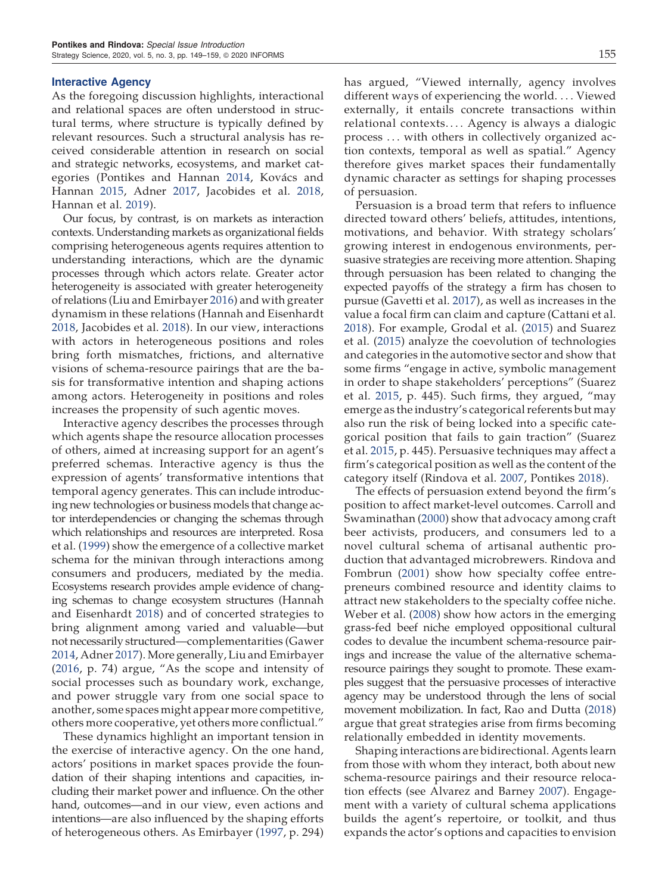### Interactive Agency

As the foregoing discussion highlights, interactional and relational spaces are often understood in structural terms, where structure is typically defined by relevant resources. Such a structural analysis has received considerable attention in research on social and strategic networks, ecosystems, and market categories (Pontikes and Hannan 2014, Kovács and Hannan 2015, Adner 2017, Jacobides et al. 2018, Hannan et al. 2019).

Our focus, by contrast, is on markets as interaction contexts. Understanding markets as organizational fields comprising heterogeneous agents requires attention to understanding interactions, which are the dynamic processes through which actors relate. Greater actor heterogeneity is associated with greater heterogeneity of relations (Liu and Emirbayer 2016) and with greater dynamism in these relations (Hannah and Eisenhardt 2018, Jacobides et al. 2018). In our view, interactions with actors in heterogeneous positions and roles bring forth mismatches, frictions, and alternative visions of schema-resource pairings that are the basis for transformative intention and shaping actions among actors. Heterogeneity in positions and roles increases the propensity of such agentic moves.

Interactive agency describes the processes through which agents shape the resource allocation processes of others, aimed at increasing support for an agent's preferred schemas. Interactive agency is thus the expression of agents' transformative intentions that temporal agency generates. This can include introducing new technologies or business models that change actor interdependencies or changing the schemas through which relationships and resources are interpreted. Rosa et al. (1999) show the emergence of a collective market schema for the minivan through interactions among consumers and producers, mediated by the media. Ecosystems research provides ample evidence of changing schemas to change ecosystem structures (Hannah and Eisenhardt 2018) and of concerted strategies to bring alignment among varied and valuable—but not necessarily structured—complementarities (Gawer 2014, Adner 2017). More generally, Liu and Emirbayer (2016, p. 74) argue, "As the scope and intensity of social processes such as boundary work, exchange, and power struggle vary from one social space to another, some spaces might appear more competitive, others more cooperative, yet others more conflictual."

These dynamics highlight an important tension in the exercise of interactive agency. On the one hand, actors' positions in market spaces provide the foundation of their shaping intentions and capacities, including their market power and influence. On the other hand, outcomes—and in our view, even actions and intentions—are also influenced by the shaping efforts of heterogeneous others. As Emirbayer (1997, p. 294) has argued, "Viewed internally, agency involves different ways of experiencing the world. . . . Viewed externally, it entails concrete transactions within relational contexts. . . . Agency is always a dialogic process . . . with others in collectively organized action contexts, temporal as well as spatial." Agency therefore gives market spaces their fundamentally dynamic character as settings for shaping processes of persuasion.

Persuasion is a broad term that refers to influence directed toward others' beliefs, attitudes, intentions, motivations, and behavior. With strategy scholars' growing interest in endogenous environments, persuasive strategies are receiving more attention. Shaping through persuasion has been related to changing the expected payoffs of the strategy a firm has chosen to pursue (Gavetti et al. 2017), as well as increases in the value a focal firm can claim and capture (Cattani et al. 2018). For example, Grodal et al. (2015) and Suarez et al. (2015) analyze the coevolution of technologies and categories in the automotive sector and show that some firms "engage in active, symbolic management in order to shape stakeholders' perceptions" (Suarez et al. 2015, p. 445). Such firms, they argued, "may emerge as the industry's categorical referents but may also run the risk of being locked into a specific categorical position that fails to gain traction" (Suarez et al. 2015, p. 445). Persuasive techniques may affect a firm's categorical position as well as the content of the category itself (Rindova et al. 2007, Pontikes 2018).

The effects of persuasion extend beyond the firm's position to affect market-level outcomes. Carroll and Swaminathan (2000) show that advocacy among craft beer activists, producers, and consumers led to a novel cultural schema of artisanal authentic production that advantaged microbrewers. Rindova and Fombrun (2001) show how specialty coffee entrepreneurs combined resource and identity claims to attract new stakeholders to the specialty coffee niche. Weber et al. (2008) show how actors in the emerging grass-fed beef niche employed oppositional cultural codes to devalue the incumbent schema-resource pairings and increase the value of the alternative schema-resource pairings they sought to promote. These examples suggest that the persuasive processes of interactive agency may be understood through the lens of social movement mobilization. In fact, Rao and Dutta (2018) argue that great strategies arise from firms becoming relationally embedded in identity movements.

Shaping interactions are bidirectional. Agents learn from those with whom they interact, both about new schema-resource pairings and their resource relocation effects (see Alvarez and Barney 2007). Engagement with a variety of cultural schema applications builds the agent's repertoire, or toolkit, and thus expands the actor's options and capacities to envision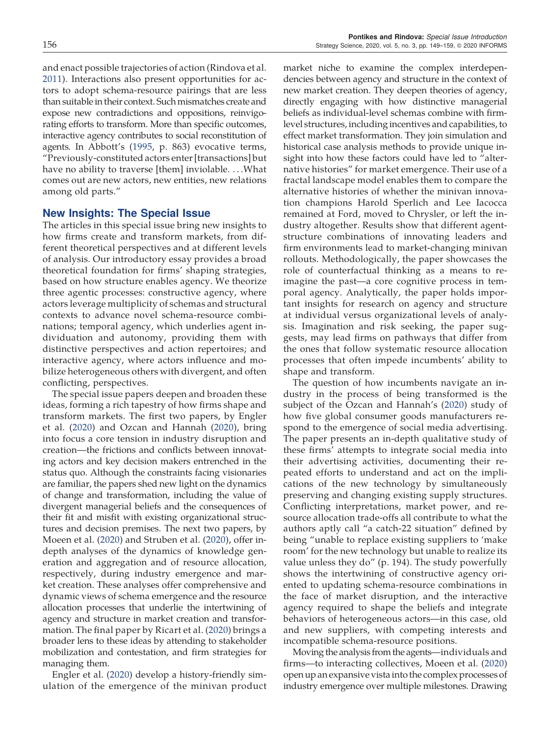and enact possible trajectories of action (Rindova et al. 2011). Interactions also present opportunities for actors to adopt schema-resource pairings that are less than suitable in their context. Such mismatches create and expose new contradictions and oppositions, reinvigorating efforts to transform. More than specific outcomes, interactive agency contributes to social reconstitution of agents. In Abbott's (1995, p. 863) evocative terms, "Previously-constituted actors enter [transactions] but have no ability to traverse [them] inviolable. . . .What comes out are new actors, new entities, new relations among old parts."

## New Insights: The Special Issue

The articles in this special issue bring new insights to how firms create and transform markets, from different theoretical perspectives and at different levels of analysis. Our introductory essay provides a broad theoretical foundation for firms' shaping strategies, based on how structure enables agency. We theorize three agentic processes: constructive agency, where actors leverage multiplicity of schemas and structural contexts to advance novel schema-resource combinations; temporal agency, which underlies agent individuation and autonomy, providing them with distinctive perspectives and action repertoires; and interactive agency, where actors influence and mobilize heterogeneous others with divergent, and often conflicting, perspectives.

The special issue papers deepen and broaden these ideas, forming a rich tapestry of how firms shape and transform markets. The first two papers, by Engler et al. (2020) and Ozcan and Hannah (2020), bring into focus a core tension in industry disruption and creation—the frictions and conflicts between innovating actors and key decision makers entrenched in the status quo. Although the constraints facing visionaries are familiar, the papers shed new light on the dynamics of change and transformation, including the value of divergent managerial beliefs and the consequences of their fit and misfit with existing organizational structures and decision premises. The next two papers, by Moeen et al. (2020) and Struben et al. (2020), offer in-depth analyses of the dynamics of knowledge generation and aggregation and of resource allocation, respectively, during industry emergence and market creation. These analyses offer comprehensive and dynamic views of schema emergence and the resource allocation processes that underlie the intertwining of agency and structure in market creation and transformation. The final paper by Ricart et al. (2020) brings a broader lens to these ideas by attending to stakeholder mobilization and contestation, and firm strategies for managing them.

Engler et al. (2020) develop a history-friendly simulation of the emergence of the minivan product market niche to examine the complex interdependencies between agency and structure in the context of new market creation. They deepen theories of agency, directly engaging with how distinctive managerial beliefs as individual-level schemas combine with firm-level structures, including incentives and capabilities, to effect market transformation. They join simulation and historical case analysis methods to provide unique insight into how these factors could have led to "alternative histories" for market emergence. Their use of a fractal landscape model enables them to compare the alternative histories of whether the minivan innovation champions Harold Sperlich and Lee Iacocca remained at Ford, moved to Chrysler, or left the industry altogether. Results show that different agent-structure combinations of innovating leaders and firm environments lead to market-changing minivan rollouts. Methodologically, the paper showcases the role of counterfactual thinking as a means to reimagine the past—a core cognitive process in temporal agency. Analytically, the paper holds important insights for research on agency and structure at individual versus organizational levels of analysis. Imagination and risk seeking, the paper suggests, may lead firms on pathways that differ from the ones that follow systematic resource allocation processes that often impede incumbents' ability to shape and transform.

The question of how incumbents navigate an industry in the process of being transformed is the subject of the Ozcan and Hannah's (2020) study of how five global consumer goods manufacturers respond to the emergence of social media advertising. The paper presents an in-depth qualitative study of these firms' attempts to integrate social media into their advertising activities, documenting their repeated efforts to understand and act on the implications of the new technology by simultaneously preserving and changing existing supply structures. Conflicting interpretations, market power, and resource allocation trade-offs all contribute to what the authors aptly call "a catch-22 situation" defined by being "unable to replace existing suppliers to 'make room' for the new technology but unable to realize its value unless they do" (p. 194). The study powerfully shows the intertwining of constructive agency oriented to updating schema-resource combinations in the face of market disruption, and the interactive agency required to shape the beliefs and integrate behaviors of heterogeneous actors—in this case, old and new suppliers, with competing interests and incompatible schema-resource positions.

Moving the analysis from the agents—individuals and firms—to interacting collectives, Moeen et al. (2020) open up an expansive vista into the complex processes of industry emergence over multiple milestones. Drawing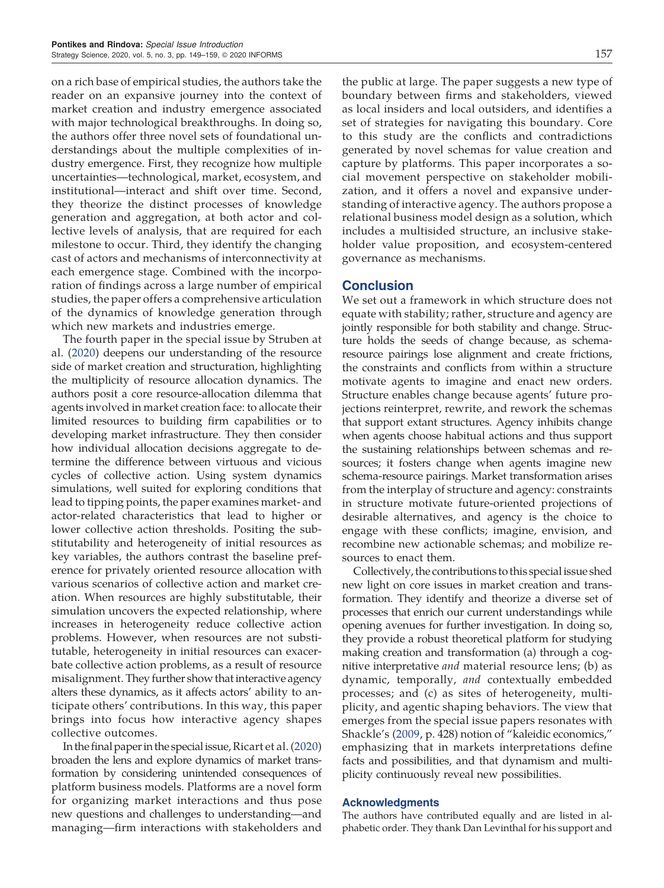on a rich base of empirical studies, the authors take the reader on an expansive journey into the context of market creation and industry emergence associated with major technological breakthroughs. In doing so, the authors offer three novel sets of foundational understandings about the multiple complexities of industry emergence. First, they recognize how multiple uncertainties—technological, market, ecosystem, and institutional—interact and shift over time. Second, they theorize the distinct processes of knowledge generation and aggregation, at both actor and collective levels of analysis, that are required for each milestone to occur. Third, they identify the changing cast of actors and mechanisms of interconnectivity at each emergence stage. Combined with the incorporation of findings across a large number of empirical studies, the paper offers a comprehensive articulation of the dynamics of knowledge generation through which new markets and industries emerge.

The fourth paper in the special issue by Struben at al. (2020) deepens our understanding of the resource side of market creation and structuration, highlighting the multiplicity of resource allocation dynamics. The authors posit a core resource-allocation dilemma that agents involved in market creation face: to allocate their limited resources to building firm capabilities or to developing market infrastructure. They then consider how individual allocation decisions aggregate to determine the difference between virtuous and vicious cycles of collective action. Using system dynamics simulations, well suited for exploring conditions that lead to tipping points, the paper examines market- and actor-related characteristics that lead to higher or lower collective action thresholds. Positing the substitutability and heterogeneity of initial resources as key variables, the authors contrast the baseline preference for privately oriented resource allocation with various scenarios of collective action and market creation. When resources are highly substitutable, their simulation uncovers the expected relationship, where increases in heterogeneity reduce collective action problems. However, when resources are not substitutable, heterogeneity in initial resources can exacerbate collective action problems, as a result of resource misalignment. They further show that interactive agency alters these dynamics, as it affects actors' ability to anticipate others' contributions. In this way, this paper brings into focus how interactive agency shapes collective outcomes.

In the final paper in the special issue, Ricart et al. (2020) broaden the lens and explore dynamics of market transformation by considering unintended consequences of platform business models. Platforms are a novel form for organizing market interactions and thus pose new questions and challenges to understanding—and managing—firm interactions with stakeholders and the public at large. The paper suggests a new type of boundary between firms and stakeholders, viewed as local insiders and local outsiders, and identifies a set of strategies for navigating this boundary. Core to this study are the conflicts and contradictions generated by novel schemas for value creation and capture by platforms. This paper incorporates a social movement perspective on stakeholder mobilization, and it offers a novel and expansive understanding of interactive agency. The authors propose a relational business model design as a solution, which includes a multisided structure, an inclusive stakeholder value proposition, and ecosystem-centered governance as mechanisms.

## Conclusion

We set out a framework in which structure does not equate with stability; rather, structure and agency are jointly responsible for both stability and change. Structure holds the seeds of change because, as schema-resource pairings lose alignment and create frictions, the constraints and conflicts from within a structure motivate agents to imagine and enact new orders. Structure enables change because agents' future projections reinterpret, rewrite, and rework the schemas that support extant structures. Agency inhibits change when agents choose habitual actions and thus support the sustaining relationships between schemas and resources; it fosters change when agents imagine new schema-resource pairings. Market transformation arises from the interplay of structure and agency: constraints in structure motivate future-oriented projections of desirable alternatives, and agency is the choice to engage with these conflicts; imagine, envision, and recombine new actionable schemas; and mobilize resources to enact them.

Collectively, the contributions to this special issue shed new light on core issues in market creation and transformation. They identify and theorize a diverse set of processes that enrich our current understandings while opening avenues for further investigation. In doing so, they provide a robust theoretical platform for studying making creation and transformation (a) through a cognitive interpretative *and* material resource lens; (b) as dynamic, temporally, *and* contextually embedded processes; and (c) as sites of heterogeneity, multiplicity, and agentic shaping behaviors. The view that emerges from the special issue papers resonates with Shackle's (2009, p. 428) notion of "kaleidic economics," emphasizing that in markets interpretations define facts and possibilities, and that dynamism and multiplicity continuously reveal new possibilities.

### Acknowledgments

The authors have contributed equally and are listed in alphabetic order. They thank Dan Levinthal for his support and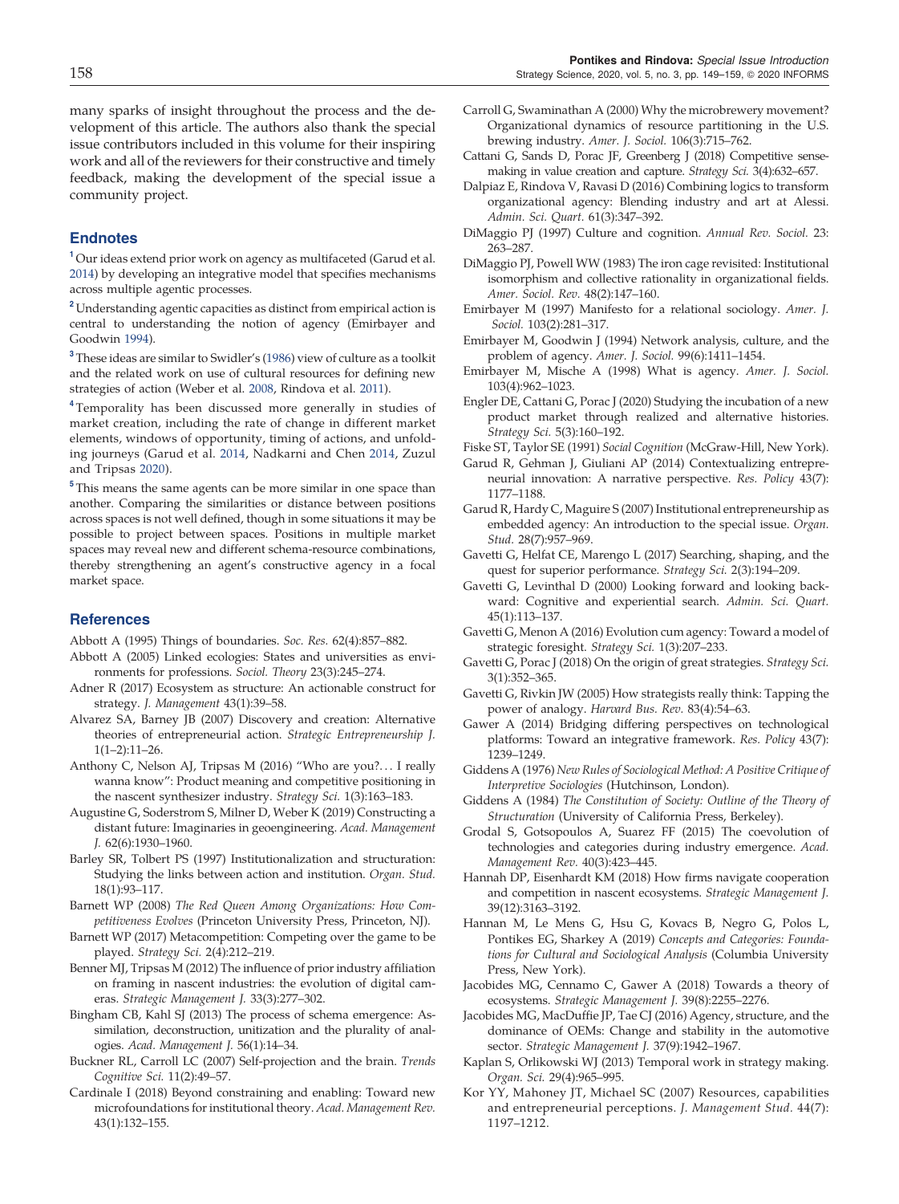many sparks of insight throughout the process and the development of this article. The authors also thank the special issue contributors included in this volume for their inspiring work and all of the reviewers for their constructive and timely feedback, making the development of the special issue a community project.

## Endnotes

[1] Our ideas extend prior work on agency as multifaceted (Garud et al. 2014) by developing an integrative model that specifies mechanisms across multiple agentic processes.

[2] Understanding agentic capacities as distinct from empirical action is central to understanding the notion of agency (Emirbayer and Goodwin 1994).

[3] These ideas are similar to Swidler's (1986) view of culture as a toolkit and the related work on use of cultural resources for defining new strategies of action (Weber et al. 2008, Rindova et al. 2011).

[4] Temporality has been discussed more generally in studies of market creation, including the rate of change in different market elements, windows of opportunity, timing of actions, and unfolding journeys (Garud et al. 2014, Nadkarni and Chen 2014, Zuzul and Tripsas 2020).

[5] This means the same agents can be more similar in one space than another. Comparing the similarities or distance between positions across spaces is not well defined, though in some situations it may be possible to project between spaces. Positions in multiple market spaces may reveal new and different schema-resource combinations, thereby strengthening an agent's constructive agency in a focal market space.

## References

Abbott A (1995) Things of boundaries. *Soc. Res.* 62(4):857–882.

Abbott A (2005) Linked ecologies: States and universities as environments for professions. *Sociol. Theory* 23(3):245–274.

Adner R (2017) Ecosystem as structure: An actionable construct for strategy. *J. Management* 43(1):39–58.

Alvarez SA, Barney JB (2007) Discovery and creation: Alternative theories of entrepreneurial action. *Strategic Entrepreneurship J.* 1(1–2):11–26.

Anthony C, Nelson AJ, Tripsas M (2016) "Who are you?... I really wanna know": Product meaning and competitive positioning in the nascent synthesizer industry. *Strategy Sci.* 1(3):163–183.

Augustine G, Soderstrom S, Milner D, Weber K (2019) Constructing a distant future: Imaginaries in geoengineering. *Acad. Management J.* 62(6):1930–1960.

Barley SR, Tolbert PS (1997) Institutionalization and structuration: Studying the links between action and institution. *Organ. Stud.* 18(1):93–117.

Barnett WP (2008) *The Red Queen Among Organizations: How Competitiveness Evolves* (Princeton University Press, Princeton, NJ).

Barnett WP (2017) Metacompetition: Competing over the game to be played. *Strategy Sci.* 2(4):212–219.

Benner MJ, Tripsas M (2012) The influence of prior industry affiliation on framing in nascent industries: the evolution of digital cameras. *Strategic Management J.* 33(3):277–302.

Bingham CB, Kahl SJ (2013) The process of schema emergence: Assimilation, deconstruction, unitization and the plurality of analogies. *Acad. Management J.* 56(1):14–34.

Buckner RL, Carroll LC (2007) Self-projection and the brain. *Trends Cognitive Sci.* 11(2):49–57.

Cardinale I (2018) Beyond constraining and enabling: Toward new microfoundations for institutional theory. *Acad. Management Rev.* 43(1):132–155.

Carroll G, Swaminathan A (2000) Why the microbrewery movement? Organizational dynamics of resource partitioning in the U.S. brewing industry. *Amer. J. Sociol.* 106(3):715–762.

Cattani G, Sands D, Porac JF, Greenberg J (2018) Competitive sensemaking in value creation and capture. *Strategy Sci.* 3(4):632–657.

Dalpiaz E, Rindova V, Ravasi D (2016) Combining logics to transform organizational agency: Blending industry and art at Alessi. *Admin. Sci. Quart.* 61(3):347–392.

DiMaggio PJ (1997) Culture and cognition. *Annual Rev. Sociol.* 23: 263–287.

DiMaggio PJ, Powell WW (1983) The iron cage revisited: Institutional isomorphism and collective rationality in organizational fields. *Amer. Sociol. Rev.* 48(2):147–160.

Emirbayer M (1997) Manifesto for a relational sociology. *Amer. J. Sociol.* 103(2):281–317.

Emirbayer M, Goodwin J (1994) Network analysis, culture, and the problem of agency. *Amer. J. Sociol.* 99(6):1411–1454.

Emirbayer M, Mische A (1998) What is agency. *Amer. J. Sociol.* 103(4):962–1023.

Engler DE, Cattani G, Porac J (2020) Studying the incubation of a new product market through realized and alternative histories. *Strategy Sci.* 5(3):160–192.

Fiske ST, Taylor SE (1991) *Social Cognition* (McGraw-Hill, New York).

Garud R, Gehman J, Giuliani AP (2014) Contextualizing entrepreneurial innovation: A narrative perspective. *Res. Policy* 43(7): 1177–1188.

Garud R, Hardy C, Maguire S (2007) Institutional entrepreneurship as embedded agency: An introduction to the special issue. *Organ. Stud.* 28(7):957–969.

Gavetti G, Helfat CE, Marengo L (2017) Searching, shaping, and the quest for superior performance. *Strategy Sci.* 2(3):194–209.

Gavetti G, Levinthal D (2000) Looking forward and looking backward: Cognitive and experiential search. *Admin. Sci. Quart.* 45(1):113–137.

Gavetti G, Menon A (2016) Evolution cum agency: Toward a model of strategic foresight. *Strategy Sci.* 1(3):207–233.

Gavetti G, Porac J (2018) On the origin of great strategies. *Strategy Sci.* 3(1):352–365.

Gavetti G, Rivkin JW (2005) How strategists really think: Tapping the power of analogy. *Harvard Bus. Rev.* 83(4):54–63.

Gawer A (2014) Bridging differing perspectives on technological platforms: Toward an integrative framework. *Res. Policy* 43(7): 1239–1249.

Giddens A (1976) *New Rules of Sociological Method: A Positive Critique of Interpretive Sociologies* (Hutchinson, London).

Giddens A (1984) *The Constitution of Society: Outline of the Theory of Structuration* (University of California Press, Berkeley).

Grodal S, Gotsopoulos A, Suarez FF (2015) The coevolution of technologies and categories during industry emergence. *Acad. Management Rev.* 40(3):423–445.

Hannah DP, Eisenhardt KM (2018) How firms navigate cooperation and competition in nascent ecosystems. *Strategic Management J.* 39(12):3163–3192.

Hannan M, Le Mens G, Hsu G, Kovacs B, Negro G, Polos L, Pontikes EG, Sharkey A (2019) *Concepts and Categories: Foundations for Cultural and Sociological Analysis* (Columbia University Press, New York).

Jacobides MG, Cennamo C, Gawer A (2018) Towards a theory of ecosystems. *Strategic Management J.* 39(8):2255–2276.

Jacobides MG, MacDuffie JP, Tae CJ (2016) Agency, structure, and the dominance of OEMs: Change and stability in the automotive sector. *Strategic Management J.* 37(9):1942–1967.

Kaplan S, Orlikowski WJ (2013) Temporal work in strategy making. *Organ. Sci.* 29(4):965–995.

Kor YY, Mahoney JT, Michael SC (2007) Resources, capabilities and entrepreneurial perceptions. *J. Management Stud.* 44(7): 1197–1212.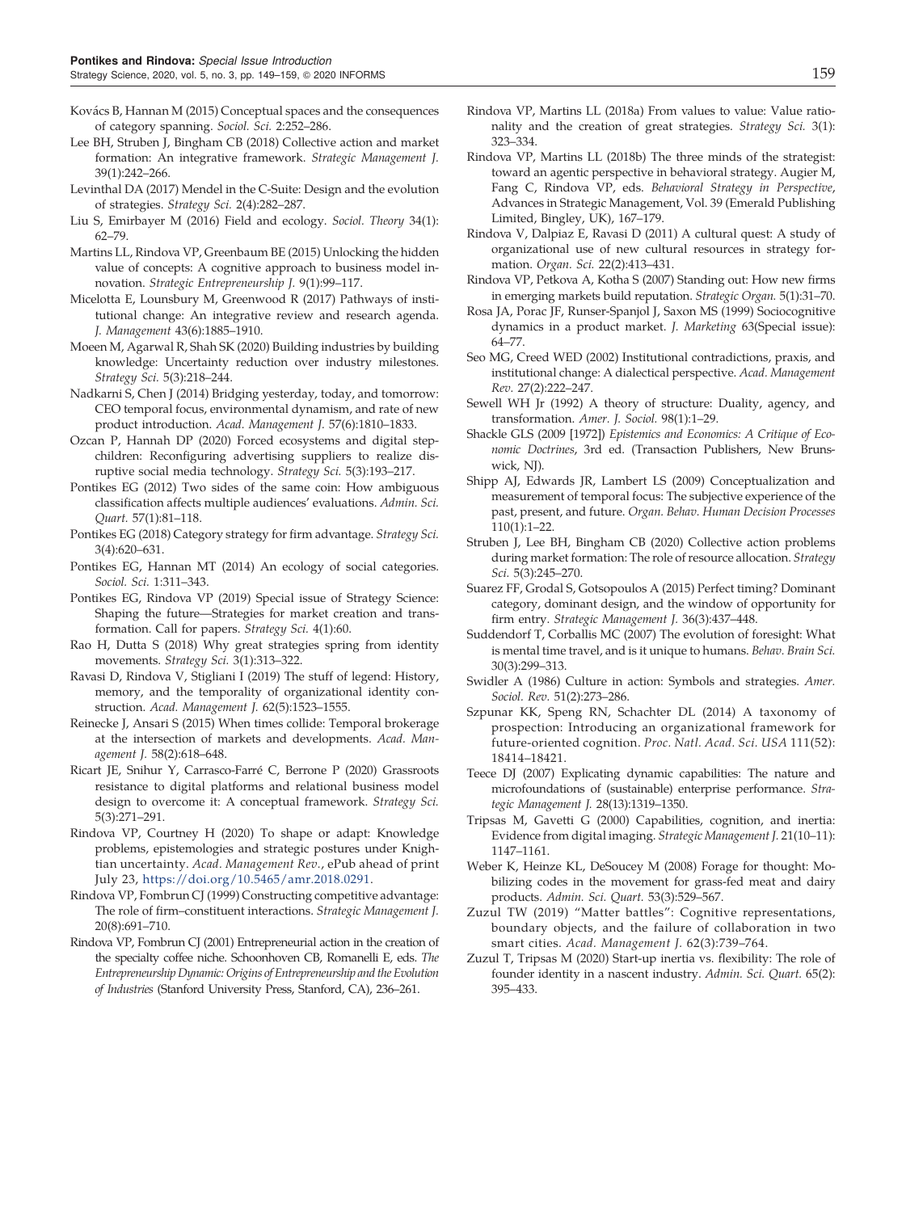Kovács B, Hannan M (2015) Conceptual spaces and the consequences of category spanning. *Sociol. Sci.* 2:252–286.

Lee BH, Struben J, Bingham CB (2018) Collective action and market formation: An integrative framework. *Strategic Management J.* 39(1):242–266.

Levinthal DA (2017) Mendel in the C-Suite: Design and the evolution of strategies. *Strategy Sci.* 2(4):282–287.

Liu S, Emirbayer M (2016) Field and ecology. *Sociol. Theory* 34(1): 62–79.

Martins LL, Rindova VP, Greenbaum BE (2015) Unlocking the hidden value of concepts: A cognitive approach to business model innovation. *Strategic Entrepreneurship J.* 9(1):99–117.

Micelotta E, Lounsbury M, Greenwood R (2017) Pathways of institutional change: An integrative review and research agenda. *J. Management* 43(6):1885–1910.

Moeen M, Agarwal R, Shah SK (2020) Building industries by building knowledge: Uncertainty reduction over industry milestones. *Strategy Sci.* 5(3):218–244.

Nadkarni S, Chen J (2014) Bridging yesterday, today, and tomorrow: CEO temporal focus, environmental dynamism, and rate of new product introduction. *Acad. Management J.* 57(6):1810–1833.

Ozcan P, Hannah DP (2020) Forced ecosystems and digital stepchildren: Reconfiguring advertising suppliers to realize disruptive social media technology. *Strategy Sci.* 5(3):193–217.

Pontikes EG (2012) Two sides of the same coin: How ambiguous classification affects multiple audiences' evaluations. *Admin. Sci. Quart.* 57(1):81–118.

Pontikes EG (2018) Category strategy for firm advantage. *Strategy Sci.* 3(4):620–631.

Pontikes EG, Hannan MT (2014) An ecology of social categories. *Sociol. Sci.* 1:311–343.

Pontikes EG, Rindova VP (2019) Special issue of Strategy Science: Shaping the future—Strategies for market creation and transformation. Call for papers. *Strategy Sci.* 4(1):60.

Rao H, Dutta S (2018) Why great strategies spring from identity movements. *Strategy Sci.* 3(1):313–322.

Ravasi D, Rindova V, Stigliani I (2019) The stuff of legend: History, memory, and the temporality of organizational identity construction. *Acad. Management J.* 62(5):1523–1555.

Reinecke J, Ansari S (2015) When times collide: Temporal brokerage at the intersection of markets and developments. *Acad. Management J.* 58(2):618–648.

Ricart JE, Snihur Y, Carrasco-Farré C, Berrone P (2020) Grassroots resistance to digital platforms and relational business model design to overcome it: A conceptual framework. *Strategy Sci.* 5(3):271–291.

Rindova VP, Courtney H (2020) To shape or adapt: Knowledge problems, epistemologies and strategic postures under Knightian uncertainty. *Acad. Management Rev.*, ePub ahead of print July 23, https://doi.org/10.5465/amr.2018.0291.

Rindova VP, Fombrun CJ (1999) Constructing competitive advantage: The role of firm–constituent interactions. *Strategic Management J.* 20(8):691–710.

Rindova VP, Fombrun CJ (2001) Entrepreneurial action in the creation of the specialty coffee niche. Schoonhoven CB, Romanelli E, eds. *The Entrepreneurship Dynamic: Origins of Entrepreneurship and the Evolution of Industries* (Stanford University Press, Stanford, CA), 236–261.

Rindova VP, Martins LL (2018a) From values to value: Value rationality and the creation of great strategies. *Strategy Sci.* 3(1): 323–334.

Rindova VP, Martins LL (2018b) The three minds of the strategist: toward an agentic perspective in behavioral strategy. Augier M, Fang C, Rindova VP, eds. *Behavioral Strategy in Perspective*, Advances in Strategic Management, Vol. 39 (Emerald Publishing Limited, Bingley, UK), 167–179.

Rindova V, Dalpiaz E, Ravasi D (2011) A cultural quest: A study of organizational use of new cultural resources in strategy formation. *Organ. Sci.* 22(2):413–431.

Rindova VP, Petkova A, Kotha S (2007) Standing out: How new firms in emerging markets build reputation. *Strategic Organ.* 5(1):31–70.

Rosa JA, Porac JF, Runser-Spanjol J, Saxon MS (1999) Sociocognitive dynamics in a product market. *J. Marketing* 63(Special issue): 64–77.

Seo MG, Creed WED (2002) Institutional contradictions, praxis, and institutional change: A dialectical perspective. *Acad. Management Rev.* 27(2):222–247.

Sewell WH Jr (1992) A theory of structure: Duality, agency, and transformation. *Amer. J. Sociol.* 98(1):1–29.

Shackle GLS (2009 [1972]) *Epistemics and Economics: A Critique of Economic Doctrines*, 3rd ed. (Transaction Publishers, New Brunswick, NJ).

Shipp AJ, Edwards JR, Lambert LS (2009) Conceptualization and measurement of temporal focus: The subjective experience of the past, present, and future. *Organ. Behav. Human Decision Processes* 110(1):1–22.

Struben J, Lee BH, Bingham CB (2020) Collective action problems during market formation: The role of resource allocation. *Strategy Sci.* 5(3):245–270.

Suarez FF, Grodal S, Gotsopoulos A (2015) Perfect timing? Dominant category, dominant design, and the window of opportunity for firm entry. *Strategic Management J.* 36(3):437–448.

Suddendorf T, Corballis MC (2007) The evolution of foresight: What is mental time travel, and is it unique to humans. *Behav. Brain Sci.* 30(3):299–313.

Swidler A (1986) Culture in action: Symbols and strategies. *Amer. Sociol. Rev.* 51(2):273–286.

Szpunar KK, Speng RN, Schachter DL (2014) A taxonomy of prospection: Introducing an organizational framework for future-oriented cognition. *Proc. Natl. Acad. Sci. USA* 111(52): 18414–18421.

Teece DJ (2007) Explicating dynamic capabilities: The nature and microfoundations of (sustainable) enterprise performance. *Strategic Management J.* 28(13):1319–1350.

Tripsas M, Gavetti G (2000) Capabilities, cognition, and inertia: Evidence from digital imaging. *Strategic Management J.* 21(10–11): 1147–1161.

Weber K, Heinze KL, DeSoucey M (2008) Forage for thought: Mobilizing codes in the movement for grass-fed meat and dairy products. *Admin. Sci. Quart.* 53(3):529–567.

Zuzul TW (2019) "Matter battles": Cognitive representations, boundary objects, and the failure of collaboration in two smart cities. *Acad. Management J.* 62(3):739–764.

Zuzul T, Tripsas M (2020) Start-up inertia vs. flexibility: The role of founder identity in a nascent industry. *Admin. Sci. Quart.* 65(2): 395–433.